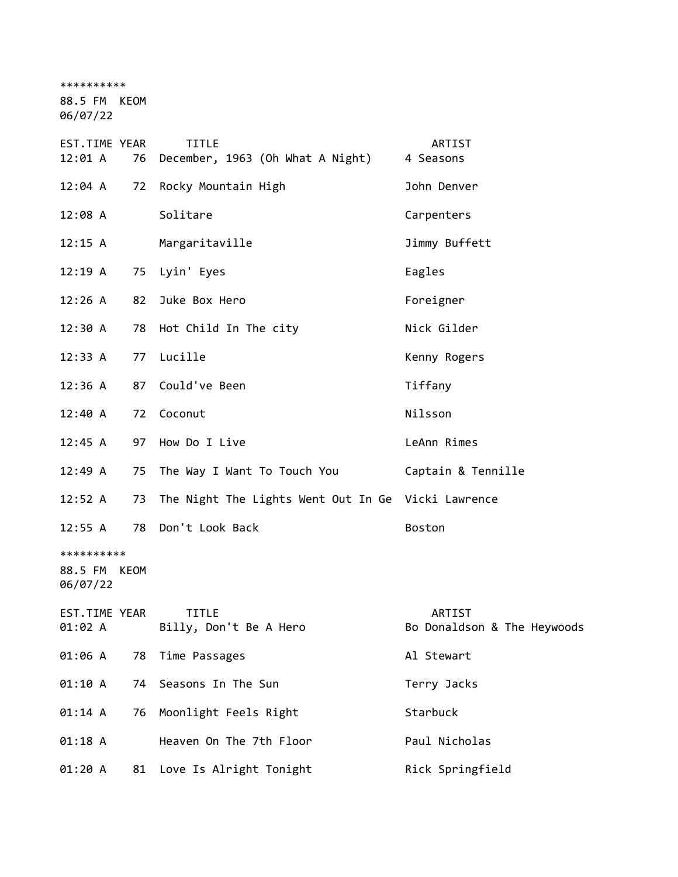**********
88.5 FM KEOM
06/07/22

| EST.TIME | YEAR | TITLE | ARTIST |
|---|---|---|---|
| 12:01 A | 76 | December, 1963 (Oh What A Night) | 4 Seasons |
| 12:04 A | 72 | Rocky Mountain High | John Denver |
| 12:08 A | | Solitare | Carpenters |
| 12:15 A | | Margaritaville | Jimmy Buffett |
| 12:19 A | 75 | Lyin' Eyes | Eagles |
| 12:26 A | 82 | Juke Box Hero | Foreigner |
| 12:30 A | 78 | Hot Child In The city | Nick Gilder |
| 12:33 A | 77 | Lucille | Kenny Rogers |
| 12:36 A | 87 | Could've Been | Tiffany |
| 12:40 A | 72 | Coconut | Nilsson |
| 12:45 A | 97 | How Do I Live | LeAnn Rimes |
| 12:49 A | 75 | The Way I Want To Touch You | Captain & Tennille |
| 12:52 A | 73 | The Night The Lights Went Out In Ge | Vicki Lawrence |
| 12:55 A | 78 | Don't Look Back | Boston |

**********
88.5 FM KEOM
06/07/22

| EST.TIME | YEAR | TITLE | ARTIST |
|---|---|---|---|
| 01:02 A | | Billy, Don't Be A Hero | Bo Donaldson & The Heywoods |
| 01:06 A | 78 | Time Passages | Al Stewart |
| 01:10 A | 74 | Seasons In The Sun | Terry Jacks |
| 01:14 A | 76 | Moonlight Feels Right | Starbuck |
| 01:18 A | | Heaven On The 7th Floor | Paul Nicholas |
| 01:20 A | 81 | Love Is Alright Tonight | Rick Springfield |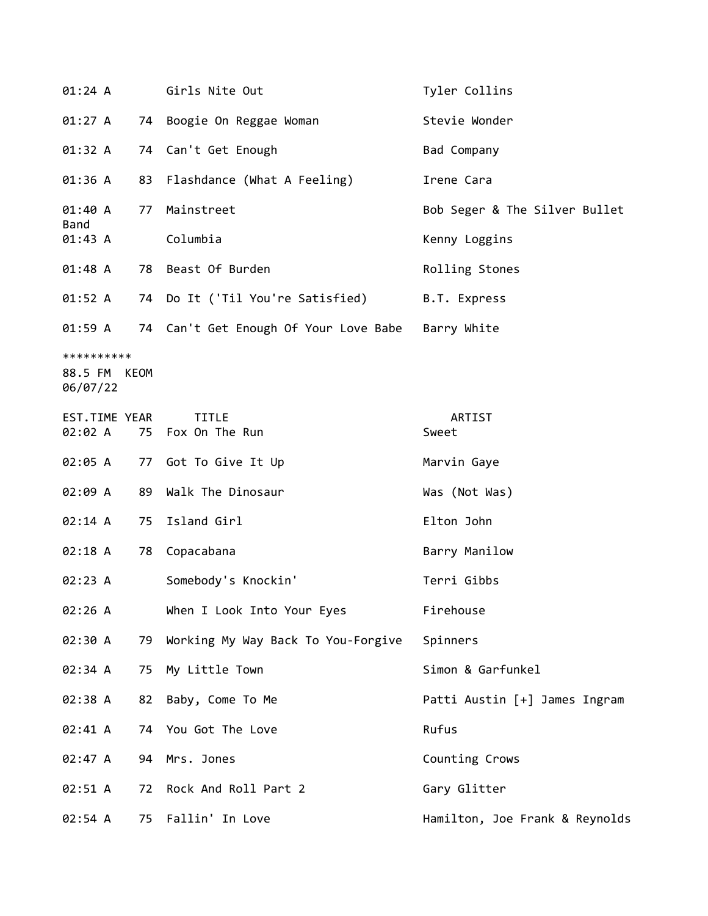| EST.TIME | YEAR | TITLE | ARTIST |
|---|---|---|---|
| 01:24 A | | Girls Nite Out | Tyler Collins |
| 01:27 A | 74 | Boogie On Reggae Woman | Stevie Wonder |
| 01:32 A | 74 | Can't Get Enough | Bad Company |
| 01:36 A | 83 | Flashdance (What A Feeling) | Irene Cara |
| 01:40 A | 77 | Mainstreet | Bob Seger & The Silver Bullet Band |
| 01:43 A | | Columbia | Kenny Loggins |
| 01:48 A | 78 | Beast Of Burden | Rolling Stones |
| 01:52 A | 74 | Do It ('Til You're Satisfied) | B.T. Express |
| 01:59 A | 74 | Can't Get Enough Of Your Love Babe | Barry White |

**********
88.5 FM KEOM
06/07/22

| EST.TIME | YEAR | TITLE | ARTIST |
|---|---|---|---|
| 02:02 A | 75 | Fox On The Run | Sweet |
| 02:05 A | 77 | Got To Give It Up | Marvin Gaye |
| 02:09 A | 89 | Walk The Dinosaur | Was (Not Was) |
| 02:14 A | 75 | Island Girl | Elton John |
| 02:18 A | 78 | Copacabana | Barry Manilow |
| 02:23 A | | Somebody's Knockin' | Terri Gibbs |
| 02:26 A | | When I Look Into Your Eyes | Firehouse |
| 02:30 A | 79 | Working My Way Back To You-Forgive | Spinners |
| 02:34 A | 75 | My Little Town | Simon & Garfunkel |
| 02:38 A | 82 | Baby, Come To Me | Patti Austin [+] James Ingram |
| 02:41 A | 74 | You Got The Love | Rufus |
| 02:47 A | 94 | Mrs. Jones | Counting Crows |
| 02:51 A | 72 | Rock And Roll Part 2 | Gary Glitter |
| 02:54 A | 75 | Fallin' In Love | Hamilton, Joe Frank & Reynolds |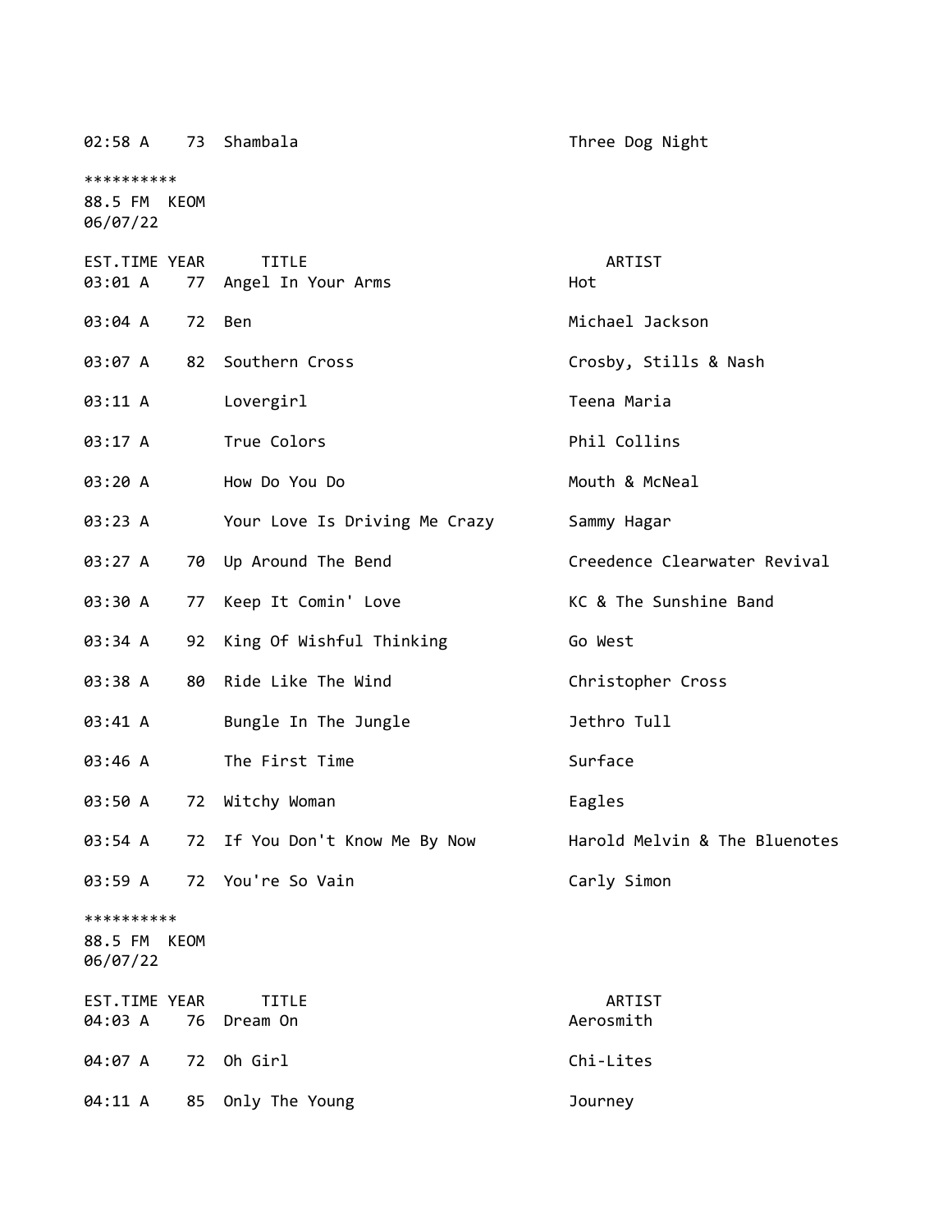| EST.TIME | YEAR | TITLE | ARTIST |
|---|---|---|---|
| 02:58 A | 73 | Shambala | Three Dog Night |

**********
88.5 FM  KEOM
06/07/22

| EST.TIME | YEAR | TITLE | ARTIST |
|---|---|---|---|
| 03:01 A | 77 | Angel In Your Arms | Hot |
| 03:04 A | 72 | Ben | Michael Jackson |
| 03:07 A | 82 | Southern Cross | Crosby, Stills & Nash |
| 03:11 A | | Lovergirl | Teena Maria |
| 03:17 A | | True Colors | Phil Collins |
| 03:20 A | | How Do You Do | Mouth & McNeal |
| 03:23 A | | Your Love Is Driving Me Crazy | Sammy Hagar |
| 03:27 A | 70 | Up Around The Bend | Creedence Clearwater Revival |
| 03:30 A | 77 | Keep It Comin' Love | KC & The Sunshine Band |
| 03:34 A | 92 | King Of Wishful Thinking | Go West |
| 03:38 A | 80 | Ride Like The Wind | Christopher Cross |
| 03:41 A | | Bungle In The Jungle | Jethro Tull |
| 03:46 A | | The First Time | Surface |
| 03:50 A | 72 | Witchy Woman | Eagles |
| 03:54 A | 72 | If You Don't Know Me By Now | Harold Melvin & The Bluenotes |
| 03:59 A | 72 | You're So Vain | Carly Simon |

**********
88.5 FM  KEOM
06/07/22

| EST.TIME | YEAR | TITLE | ARTIST |
|---|---|---|---|
| 04:03 A | 76 | Dream On | Aerosmith |
| 04:07 A | 72 | Oh Girl | Chi-Lites |
| 04:11 A | 85 | Only The Young | Journey |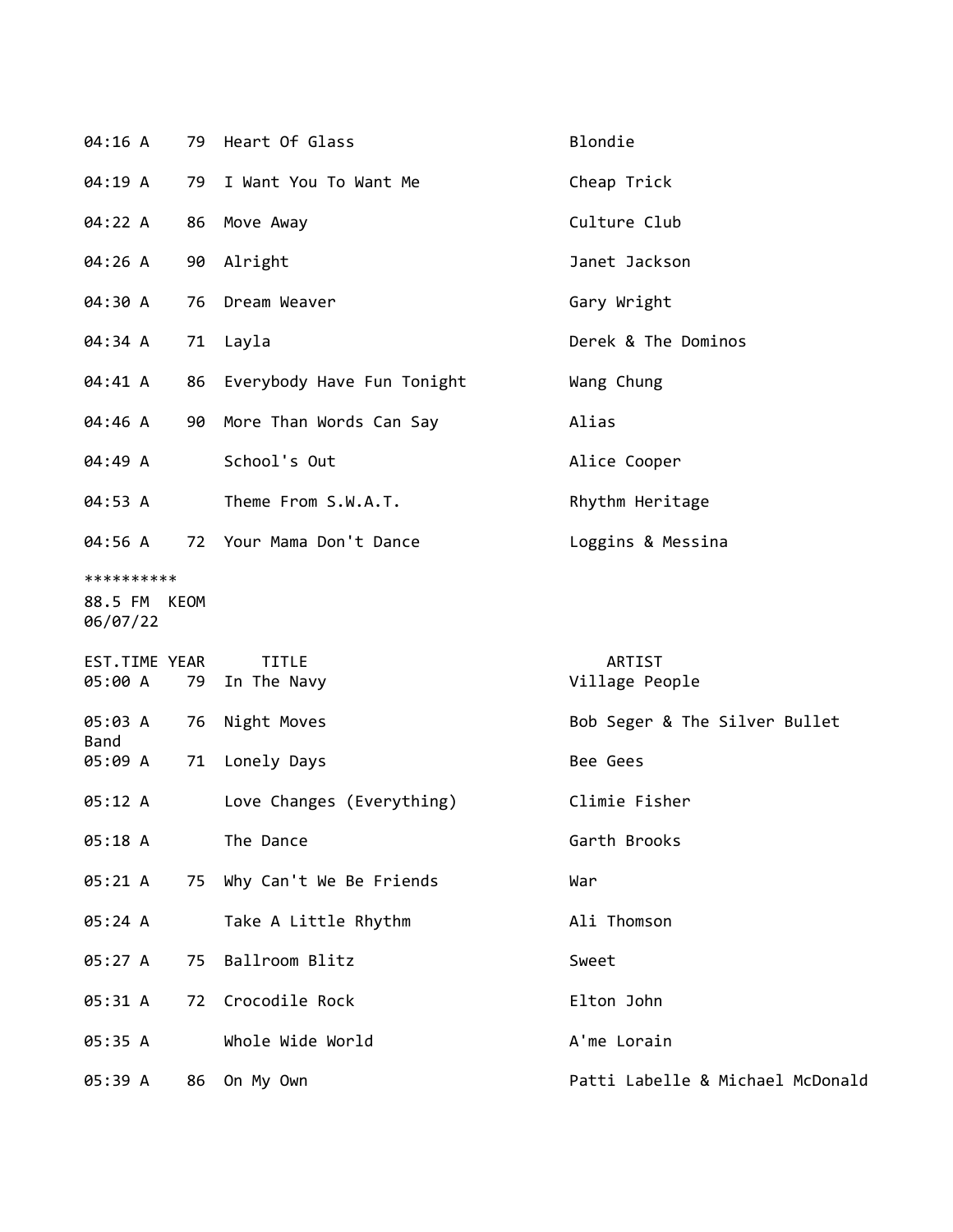| EST.TIME | YEAR | TITLE | ARTIST |
|---|---|---|---|
| 04:16 A | 79 | Heart Of Glass | Blondie |
| 04:19 A | 79 | I Want You To Want Me | Cheap Trick |
| 04:22 A | 86 | Move Away | Culture Club |
| 04:26 A | 90 | Alright | Janet Jackson |
| 04:30 A | 76 | Dream Weaver | Gary Wright |
| 04:34 A | 71 | Layla | Derek & The Dominos |
| 04:41 A | 86 | Everybody Have Fun Tonight | Wang Chung |
| 04:46 A | 90 | More Than Words Can Say | Alias |
| 04:49 A | | School's Out | Alice Cooper |
| 04:53 A | | Theme From S.W.A.T. | Rhythm Heritage |
| 04:56 A | 72 | Your Mama Don't Dance | Loggins & Messina |

**********
88.5 FM KEOM
06/07/22

| EST.TIME | YEAR | TITLE | ARTIST |
|---|---|---|---|
| 05:00 A | 79 | In The Navy | Village People |
| 05:03 A | 76 | Night Moves | Bob Seger & The Silver Bullet Band |
| 05:09 A | 71 | Lonely Days | Bee Gees |
| 05:12 A | | Love Changes (Everything) | Climie Fisher |
| 05:18 A | | The Dance | Garth Brooks |
| 05:21 A | 75 | Why Can't We Be Friends | War |
| 05:24 A | | Take A Little Rhythm | Ali Thomson |
| 05:27 A | 75 | Ballroom Blitz | Sweet |
| 05:31 A | 72 | Crocodile Rock | Elton John |
| 05:35 A | | Whole Wide World | A'me Lorain |
| 05:39 A | 86 | On My Own | Patti Labelle & Michael McDonald |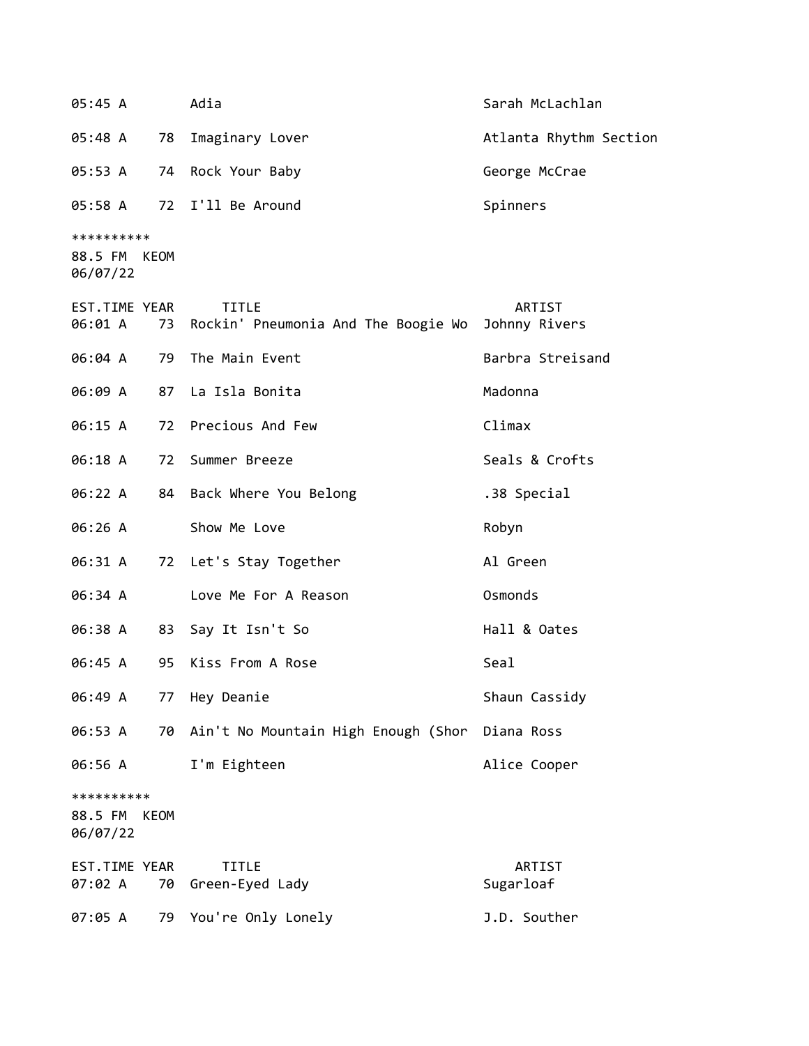| EST.TIME | YEAR | TITLE | ARTIST |
|---|---|---|---|
| 05:45 A | | Adia | Sarah McLachlan |
| 05:48 A | 78 | Imaginary Lover | Atlanta Rhythm Section |
| 05:53 A | 74 | Rock Your Baby | George McCrae |
| 05:58 A | 72 | I'll Be Around | Spinners |

**********
88.5 FM KEOM
06/07/22

| EST.TIME | YEAR | TITLE | ARTIST |
|---|---|---|---|
| 06:01 A | 73 | Rockin' Pneumonia And The Boogie Wo | Johnny Rivers |
| 06:04 A | 79 | The Main Event | Barbra Streisand |
| 06:09 A | 87 | La Isla Bonita | Madonna |
| 06:15 A | 72 | Precious And Few | Climax |
| 06:18 A | 72 | Summer Breeze | Seals & Crofts |
| 06:22 A | 84 | Back Where You Belong | .38 Special |
| 06:26 A | | Show Me Love | Robyn |
| 06:31 A | 72 | Let's Stay Together | Al Green |
| 06:34 A | | Love Me For A Reason | Osmonds |
| 06:38 A | 83 | Say It Isn't So | Hall & Oates |
| 06:45 A | 95 | Kiss From A Rose | Seal |
| 06:49 A | 77 | Hey Deanie | Shaun Cassidy |
| 06:53 A | 70 | Ain't No Mountain High Enough (Shor | Diana Ross |
| 06:56 A | | I'm Eighteen | Alice Cooper |

**********
88.5 FM KEOM
06/07/22

| EST.TIME | YEAR | TITLE | ARTIST |
|---|---|---|---|
| 07:02 A | 70 | Green-Eyed Lady | Sugarloaf |
| 07:05 A | 79 | You're Only Lonely | J.D. Souther |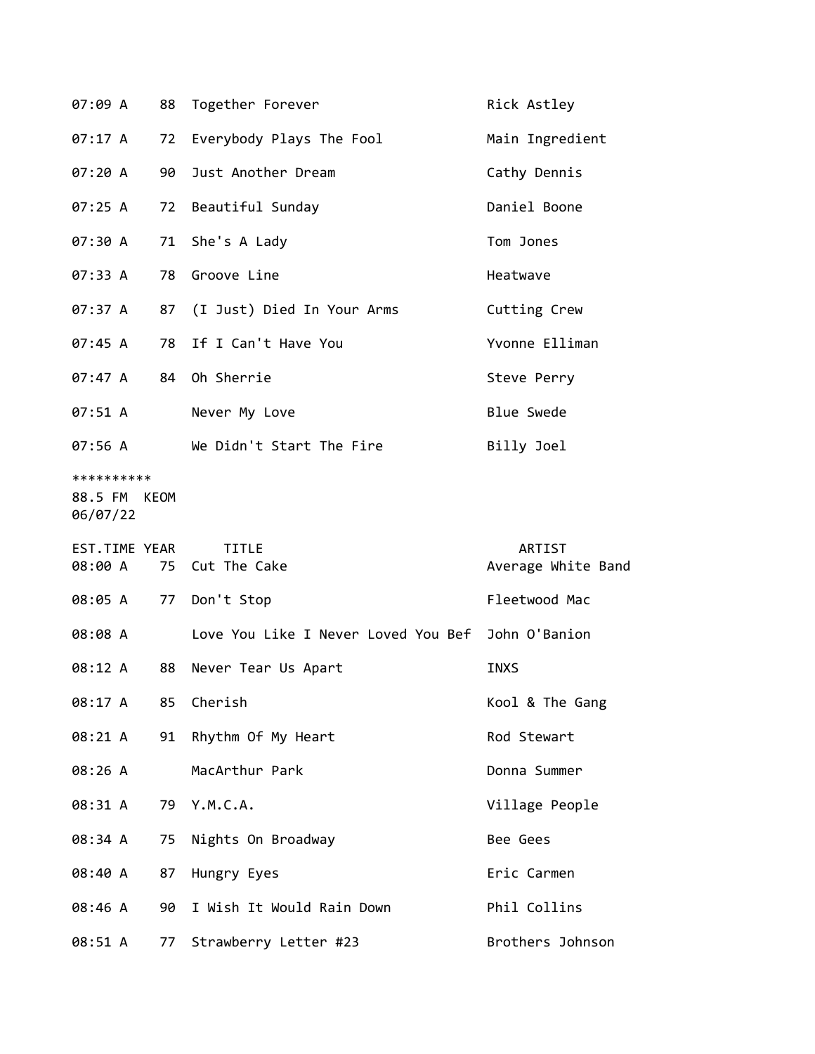| EST.TIME | YEAR | TITLE | ARTIST |
|---|---|---|---|
| 07:09 A | 88 | Together Forever | Rick Astley |
| 07:17 A | 72 | Everybody Plays The Fool | Main Ingredient |
| 07:20 A | 90 | Just Another Dream | Cathy Dennis |
| 07:25 A | 72 | Beautiful Sunday | Daniel Boone |
| 07:30 A | 71 | She's A Lady | Tom Jones |
| 07:33 A | 78 | Groove Line | Heatwave |
| 07:37 A | 87 | (I Just) Died In Your Arms | Cutting Crew |
| 07:45 A | 78 | If I Can't Have You | Yvonne Elliman |
| 07:47 A | 84 | Oh Sherrie | Steve Perry |
| 07:51 A | | Never My Love | Blue Swede |
| 07:56 A | | We Didn't Start The Fire | Billy Joel |

**********
88.5 FM KEOM
06/07/22

| EST.TIME | YEAR | TITLE | ARTIST |
|---|---|---|---|
| 08:00 A | 75 | Cut The Cake | Average White Band |
| 08:05 A | 77 | Don't Stop | Fleetwood Mac |
| 08:08 A | | Love You Like I Never Loved You Bef | John O'Banion |
| 08:12 A | 88 | Never Tear Us Apart | INXS |
| 08:17 A | 85 | Cherish | Kool & The Gang |
| 08:21 A | 91 | Rhythm Of My Heart | Rod Stewart |
| 08:26 A | | MacArthur Park | Donna Summer |
| 08:31 A | 79 | Y.M.C.A. | Village People |
| 08:34 A | 75 | Nights On Broadway | Bee Gees |
| 08:40 A | 87 | Hungry Eyes | Eric Carmen |
| 08:46 A | 90 | I Wish It Would Rain Down | Phil Collins |
| 08:51 A | 77 | Strawberry Letter #23 | Brothers Johnson |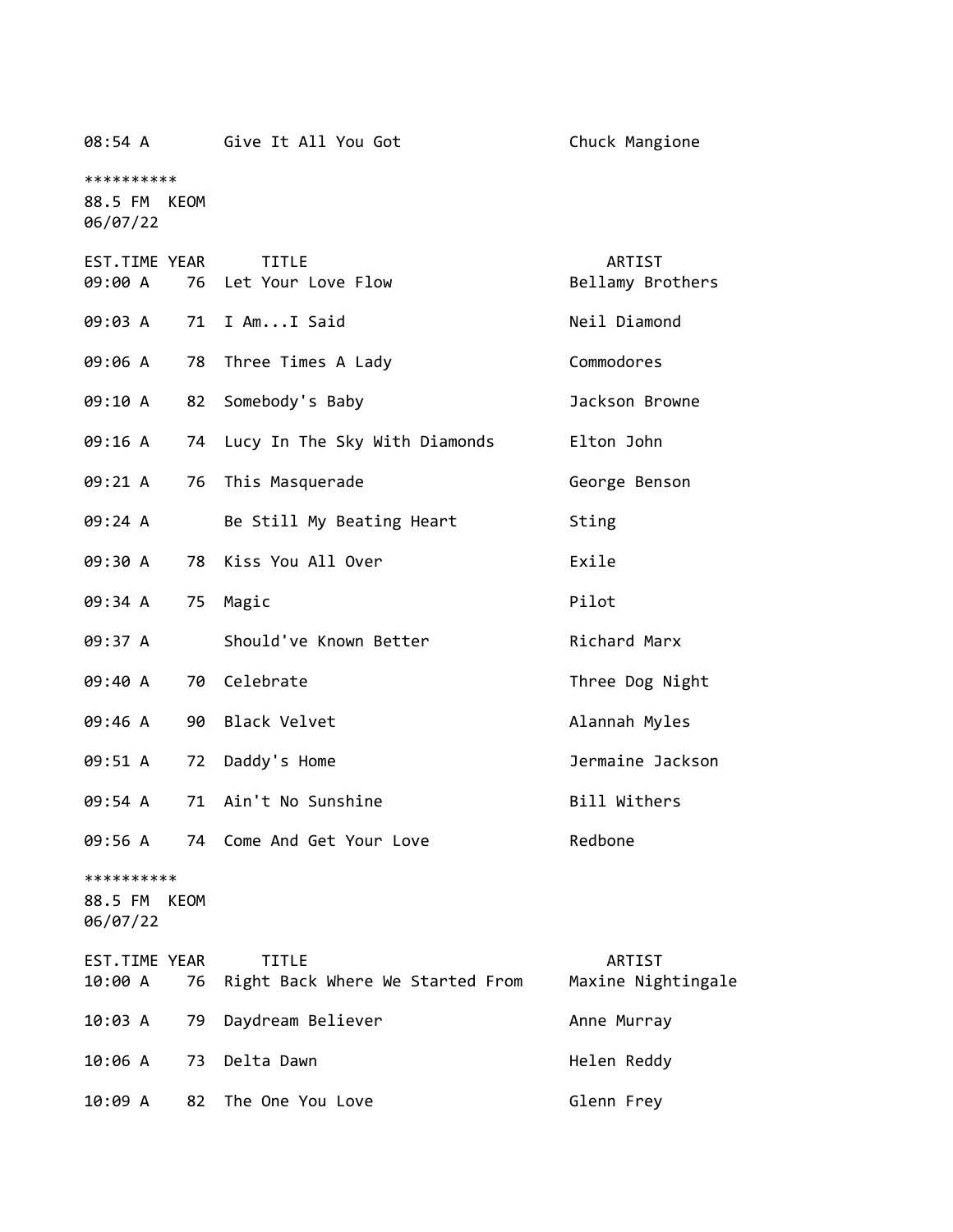| EST.TIME | YEAR | TITLE | ARTIST |
|---|---|---|---|
| 08:54 A | | Give It All You Got | Chuck Mangione |

**********
88.5 FM KEOM
06/07/22

| EST.TIME | YEAR | TITLE | ARTIST |
|---|---|---|---|
| 09:00 A | 76 | Let Your Love Flow | Bellamy Brothers |
| 09:03 A | 71 | I Am...I Said | Neil Diamond |
| 09:06 A | 78 | Three Times A Lady | Commodores |
| 09:10 A | 82 | Somebody's Baby | Jackson Browne |
| 09:16 A | 74 | Lucy In The Sky With Diamonds | Elton John |
| 09:21 A | 76 | This Masquerade | George Benson |
| 09:24 A | | Be Still My Beating Heart | Sting |
| 09:30 A | 78 | Kiss You All Over | Exile |
| 09:34 A | 75 | Magic | Pilot |
| 09:37 A | | Should've Known Better | Richard Marx |
| 09:40 A | 70 | Celebrate | Three Dog Night |
| 09:46 A | 90 | Black Velvet | Alannah Myles |
| 09:51 A | 72 | Daddy's Home | Jermaine Jackson |
| 09:54 A | 71 | Ain't No Sunshine | Bill Withers |
| 09:56 A | 74 | Come And Get Your Love | Redbone |

**********
88.5 FM KEOM
06/07/22

| EST.TIME | YEAR | TITLE | ARTIST |
|---|---|---|---|
| 10:00 A | 76 | Right Back Where We Started From | Maxine Nightingale |
| 10:03 A | 79 | Daydream Believer | Anne Murray |
| 10:06 A | 73 | Delta Dawn | Helen Reddy |
| 10:09 A | 82 | The One You Love | Glenn Frey |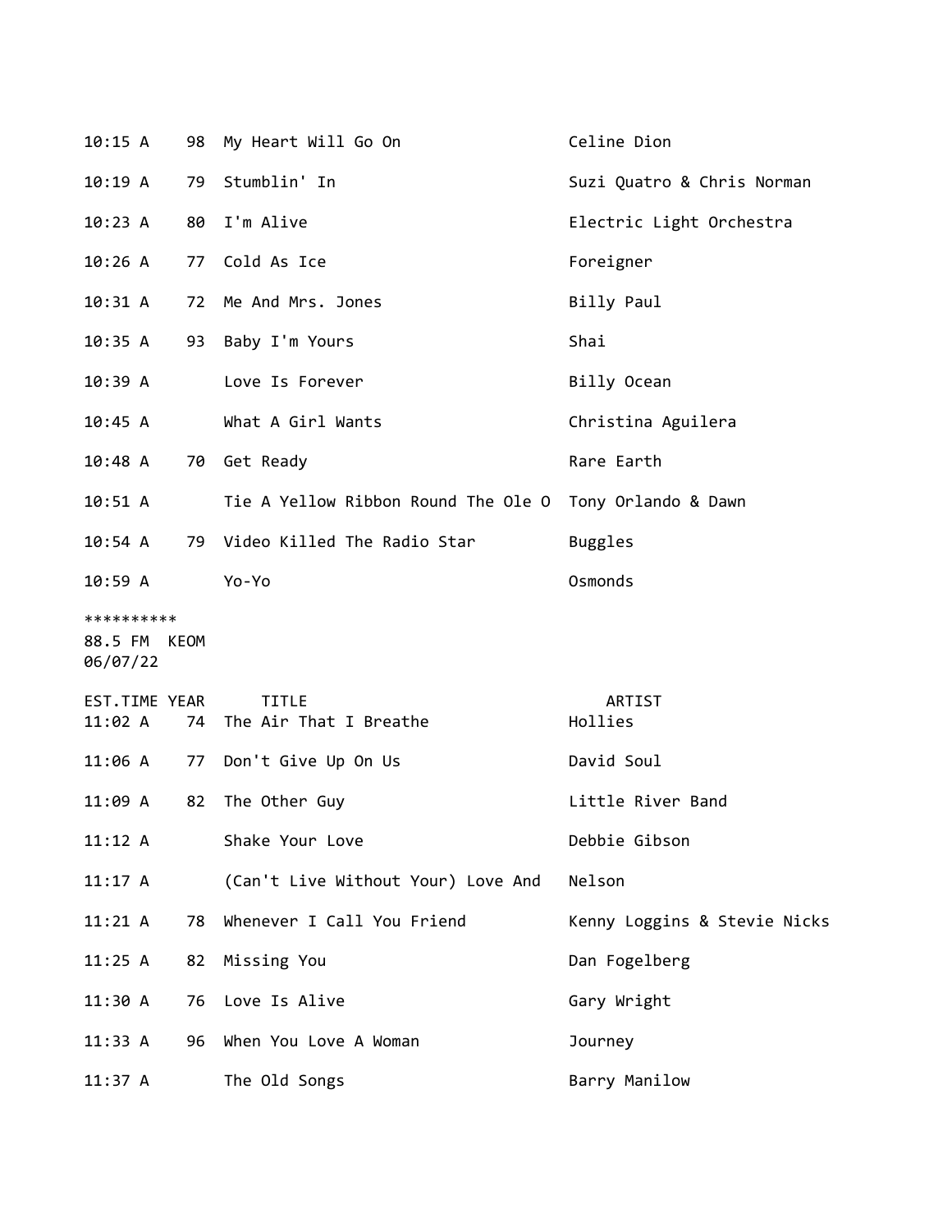| EST.TIME | YEAR | TITLE | ARTIST |
|---|---|---|---|
| 10:15 A | 98 | My Heart Will Go On | Celine Dion |
| 10:19 A | 79 | Stumblin' In | Suzi Quatro & Chris Norman |
| 10:23 A | 80 | I'm Alive | Electric Light Orchestra |
| 10:26 A | 77 | Cold As Ice | Foreigner |
| 10:31 A | 72 | Me And Mrs. Jones | Billy Paul |
| 10:35 A | 93 | Baby I'm Yours | Shai |
| 10:39 A | | Love Is Forever | Billy Ocean |
| 10:45 A | | What A Girl Wants | Christina Aguilera |
| 10:48 A | 70 | Get Ready | Rare Earth |
| 10:51 A | | Tie A Yellow Ribbon Round The Ole O | Tony Orlando & Dawn |
| 10:54 A | 79 | Video Killed The Radio Star | Buggles |
| 10:59 A | | Yo-Yo | Osmonds |

**********
88.5 FM KEOM
06/07/22

| EST.TIME | YEAR | TITLE | ARTIST |
|---|---|---|---|
| 11:02 A | 74 | The Air That I Breathe | Hollies |
| 11:06 A | 77 | Don't Give Up On Us | David Soul |
| 11:09 A | 82 | The Other Guy | Little River Band |
| 11:12 A | | Shake Your Love | Debbie Gibson |
| 11:17 A | | (Can't Live Without Your) Love And | Nelson |
| 11:21 A | 78 | Whenever I Call You Friend | Kenny Loggins & Stevie Nicks |
| 11:25 A | 82 | Missing You | Dan Fogelberg |
| 11:30 A | 76 | Love Is Alive | Gary Wright |
| 11:33 A | 96 | When You Love A Woman | Journey |
| 11:37 A | | The Old Songs | Barry Manilow |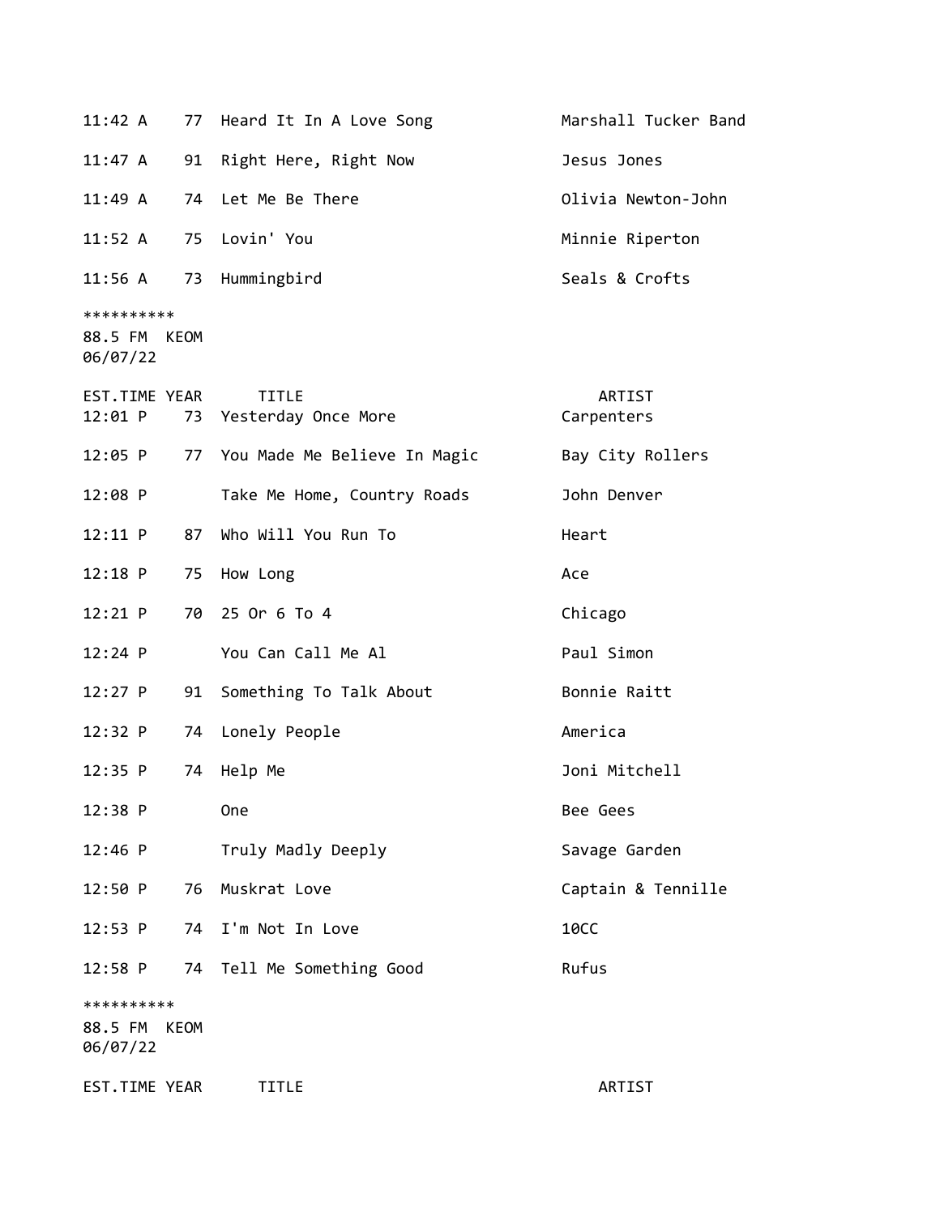| EST.TIME | YEAR | TITLE | ARTIST |
|---|---|---|---|
| 11:42 A | 77 | Heard It In A Love Song | Marshall Tucker Band |
| 11:47 A | 91 | Right Here, Right Now | Jesus Jones |
| 11:49 A | 74 | Let Me Be There | Olivia Newton-John |
| 11:52 A | 75 | Lovin' You | Minnie Riperton |
| 11:56 A | 73 | Hummingbird | Seals & Crofts |

**********
88.5 FM KEOM
06/07/22

| EST.TIME | YEAR | TITLE | ARTIST |
|---|---|---|---|
| 12:01 P | 73 | Yesterday Once More | Carpenters |
| 12:05 P | 77 | You Made Me Believe In Magic | Bay City Rollers |
| 12:08 P | | Take Me Home, Country Roads | John Denver |
| 12:11 P | 87 | Who Will You Run To | Heart |
| 12:18 P | 75 | How Long | Ace |
| 12:21 P | 70 | 25 Or 6 To 4 | Chicago |
| 12:24 P | | You Can Call Me Al | Paul Simon |
| 12:27 P | 91 | Something To Talk About | Bonnie Raitt |
| 12:32 P | 74 | Lonely People | America |
| 12:35 P | 74 | Help Me | Joni Mitchell |
| 12:38 P | | One | Bee Gees |
| 12:46 P | | Truly Madly Deeply | Savage Garden |
| 12:50 P | 76 | Muskrat Love | Captain & Tennille |
| 12:53 P | 74 | I'm Not In Love | 10CC |
| 12:58 P | 74 | Tell Me Something Good | Rufus |

**********
88.5 FM KEOM
06/07/22

| EST.TIME | YEAR | TITLE | ARTIST |
|---|---|---|---|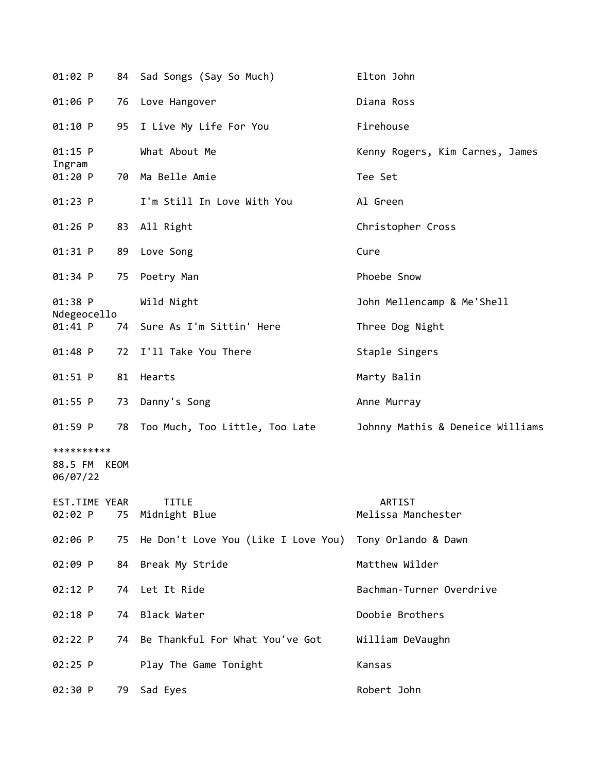| EST.TIME | YEAR | TITLE | ARTIST |
|---|---|---|---|
| 01:02 P | 84 | Sad Songs (Say So Much) | Elton John |
| 01:06 P | 76 | Love Hangover | Diana Ross |
| 01:10 P | 95 | I Live My Life For You | Firehouse |
| 01:15 P | | What About Me | Kenny Rogers, Kim Carnes, James Ingram |
| 01:20 P | 70 | Ma Belle Amie | Tee Set |
| 01:23 P | | I'm Still In Love With You | Al Green |
| 01:26 P | 83 | All Right | Christopher Cross |
| 01:31 P | 89 | Love Song | Cure |
| 01:34 P | 75 | Poetry Man | Phoebe Snow |
| 01:38 P | | Wild Night | John Mellencamp & Me'Shell Ndegeocello |
| 01:41 P | 74 | Sure As I'm Sittin' Here | Three Dog Night |
| 01:48 P | 72 | I'll Take You There | Staple Singers |
| 01:51 P | 81 | Hearts | Marty Balin |
| 01:55 P | 73 | Danny's Song | Anne Murray |
| 01:59 P | 78 | Too Much, Too Little, Too Late | Johnny Mathis & Deneice Williams |

**********

88.5 FM KEOM
06/07/22

| EST.TIME | YEAR | TITLE | ARTIST |
|---|---|---|---|
| 02:02 P | 75 | Midnight Blue | Melissa Manchester |
| 02:06 P | 75 | He Don't Love You (Like I Love You) | Tony Orlando & Dawn |
| 02:09 P | 84 | Break My Stride | Matthew Wilder |
| 02:12 P | 74 | Let It Ride | Bachman-Turner Overdrive |
| 02:18 P | 74 | Black Water | Doobie Brothers |
| 02:22 P | 74 | Be Thankful For What You've Got | William DeVaughn |
| 02:25 P | | Play The Game Tonight | Kansas |
| 02:30 P | 79 | Sad Eyes | Robert John |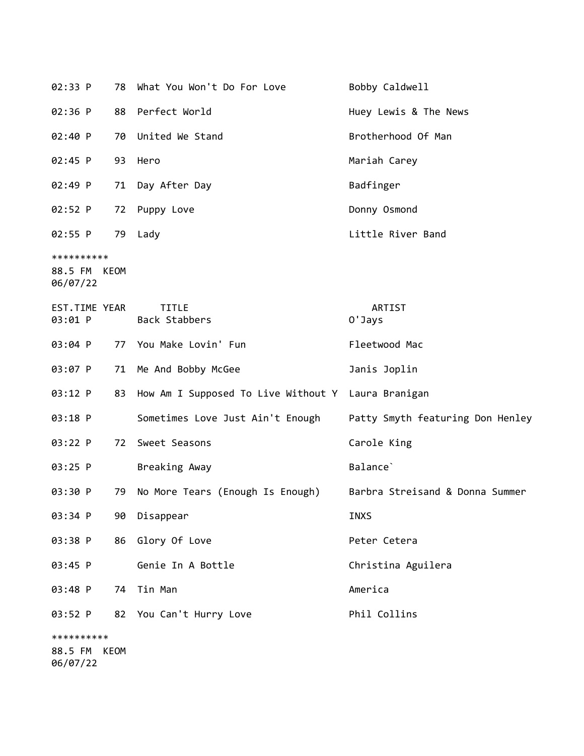| EST.TIME | YEAR | TITLE | ARTIST |
|---|---|---|---|
| 02:33 P | 78 | What You Won't Do For Love | Bobby Caldwell |
| 02:36 P | 88 | Perfect World | Huey Lewis & The News |
| 02:40 P | 70 | United We Stand | Brotherhood Of Man |
| 02:45 P | 93 | Hero | Mariah Carey |
| 02:49 P | 71 | Day After Day | Badfinger |
| 02:52 P | 72 | Puppy Love | Donny Osmond |
| 02:55 P | 79 | Lady | Little River Band |

**********
88.5 FM KEOM
06/07/22

| EST.TIME | YEAR | TITLE | ARTIST |
|---|---|---|---|
| 03:01 P | | Back Stabbers | O'Jays |
| 03:04 P | 77 | You Make Lovin' Fun | Fleetwood Mac |
| 03:07 P | 71 | Me And Bobby McGee | Janis Joplin |
| 03:12 P | 83 | How Am I Supposed To Live Without Y | Laura Branigan |
| 03:18 P | | Sometimes Love Just Ain't Enough | Patty Smyth featuring Don Henley |
| 03:22 P | 72 | Sweet Seasons | Carole King |
| 03:25 P | | Breaking Away | Balance` |
| 03:30 P | 79 | No More Tears (Enough Is Enough) | Barbra Streisand & Donna Summer |
| 03:34 P | 90 | Disappear | INXS |
| 03:38 P | 86 | Glory Of Love | Peter Cetera |
| 03:45 P | | Genie In A Bottle | Christina Aguilera |
| 03:48 P | 74 | Tin Man | America |
| 03:52 P | 82 | You Can't Hurry Love | Phil Collins |

**********
88.5 FM KEOM
06/07/22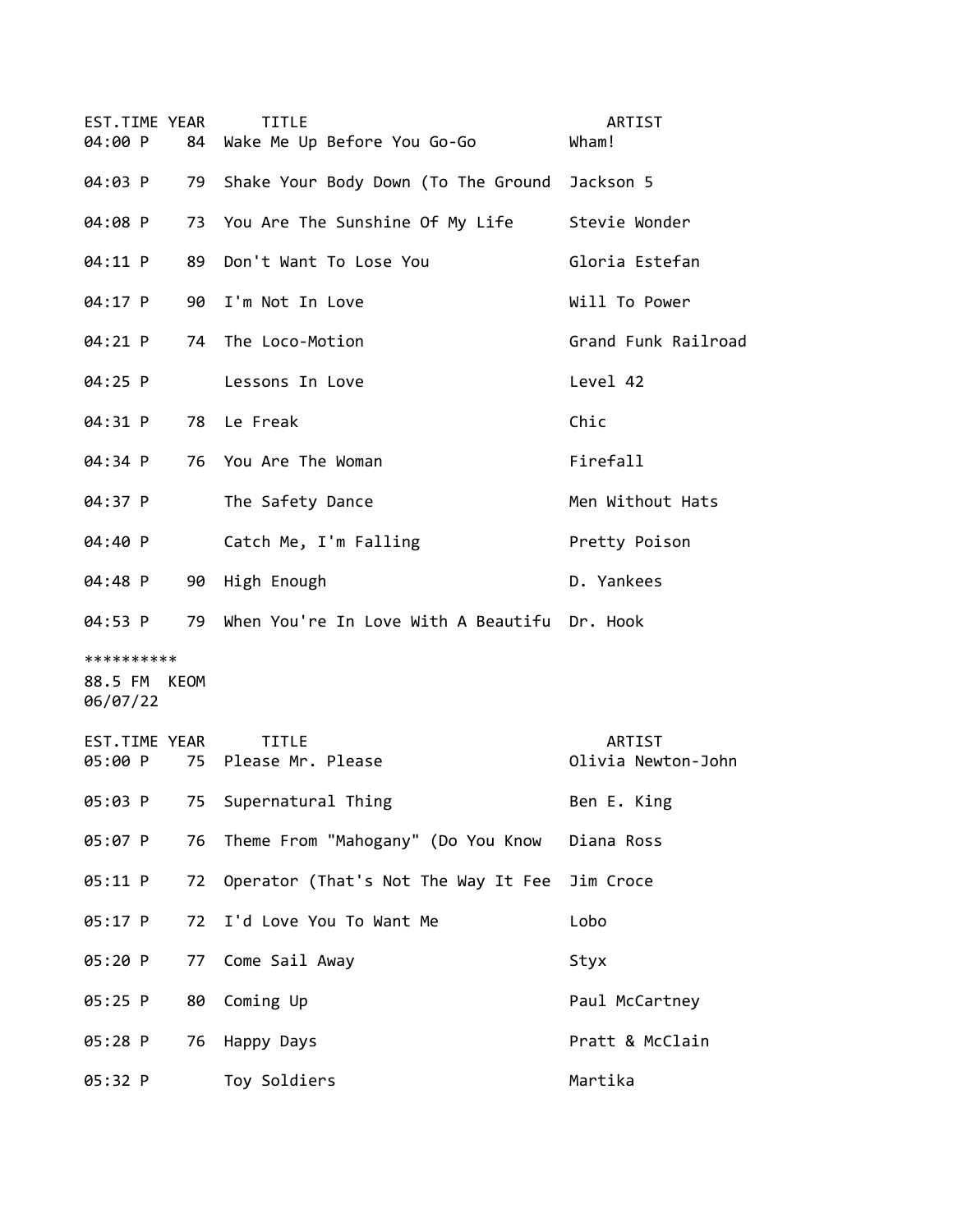| EST.TIME | YEAR | TITLE | ARTIST |
|---|---|---|---|
| 04:00 P | 84 | Wake Me Up Before You Go-Go | Wham! |
| 04:03 P | 79 | Shake Your Body Down (To The Ground | Jackson 5 |
| 04:08 P | 73 | You Are The Sunshine Of My Life | Stevie Wonder |
| 04:11 P | 89 | Don't Want To Lose You | Gloria Estefan |
| 04:17 P | 90 | I'm Not In Love | Will To Power |
| 04:21 P | 74 | The Loco-Motion | Grand Funk Railroad |
| 04:25 P | | Lessons In Love | Level 42 |
| 04:31 P | 78 | Le Freak | Chic |
| 04:34 P | 76 | You Are The Woman | Firefall |
| 04:37 P | | The Safety Dance | Men Without Hats |
| 04:40 P | | Catch Me, I'm Falling | Pretty Poison |
| 04:48 P | 90 | High Enough | D. Yankees |
| 04:53 P | 79 | When You're In Love With A Beautifu | Dr. Hook |

**********
88.5 FM KEOM
06/07/22

| EST.TIME | YEAR | TITLE | ARTIST |
|---|---|---|---|
| 05:00 P | 75 | Please Mr. Please | Olivia Newton-John |
| 05:03 P | 75 | Supernatural Thing | Ben E. King |
| 05:07 P | 76 | Theme From "Mahogany" (Do You Know | Diana Ross |
| 05:11 P | 72 | Operator (That's Not The Way It Fee | Jim Croce |
| 05:17 P | 72 | I'd Love You To Want Me | Lobo |
| 05:20 P | 77 | Come Sail Away | Styx |
| 05:25 P | 80 | Coming Up | Paul McCartney |
| 05:28 P | 76 | Happy Days | Pratt & McClain |
| 05:32 P | | Toy Soldiers | Martika |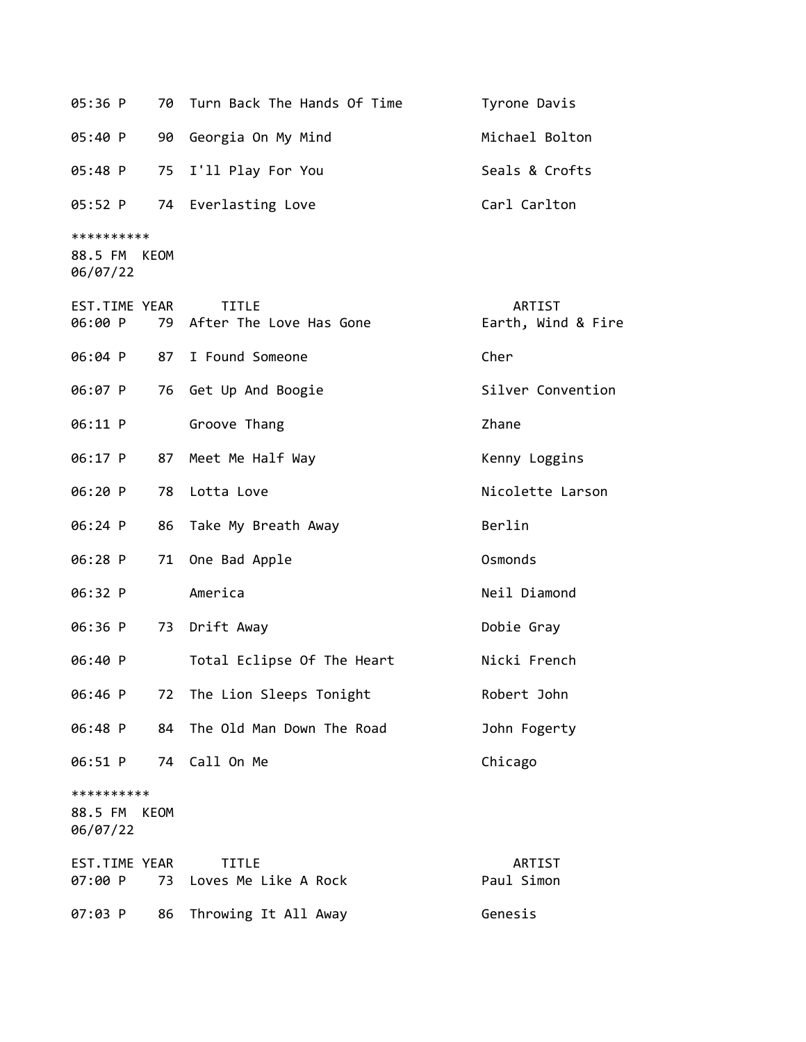| EST.TIME | YEAR | TITLE | ARTIST |
|---|---|---|---|
| 05:36 P | 70 | Turn Back The Hands Of Time | Tyrone Davis |
| 05:40 P | 90 | Georgia On My Mind | Michael Bolton |
| 05:48 P | 75 | I'll Play For You | Seals & Crofts |
| 05:52 P | 74 | Everlasting Love | Carl Carlton |

**********
88.5 FM KEOM
06/07/22

| EST.TIME | YEAR | TITLE | ARTIST |
|---|---|---|---|
| 06:00 P | 79 | After The Love Has Gone | Earth, Wind & Fire |
| 06:04 P | 87 | I Found Someone | Cher |
| 06:07 P | 76 | Get Up And Boogie | Silver Convention |
| 06:11 P | | Groove Thang | Zhane |
| 06:17 P | 87 | Meet Me Half Way | Kenny Loggins |
| 06:20 P | 78 | Lotta Love | Nicolette Larson |
| 06:24 P | 86 | Take My Breath Away | Berlin |
| 06:28 P | 71 | One Bad Apple | Osmonds |
| 06:32 P | | America | Neil Diamond |
| 06:36 P | 73 | Drift Away | Dobie Gray |
| 06:40 P | | Total Eclipse Of The Heart | Nicki French |
| 06:46 P | 72 | The Lion Sleeps Tonight | Robert John |
| 06:48 P | 84 | The Old Man Down The Road | John Fogerty |
| 06:51 P | 74 | Call On Me | Chicago |

**********
88.5 FM KEOM
06/07/22

| EST.TIME | YEAR | TITLE | ARTIST |
|---|---|---|---|
| 07:00 P | 73 | Loves Me Like A Rock | Paul Simon |
| 07:03 P | 86 | Throwing It All Away | Genesis |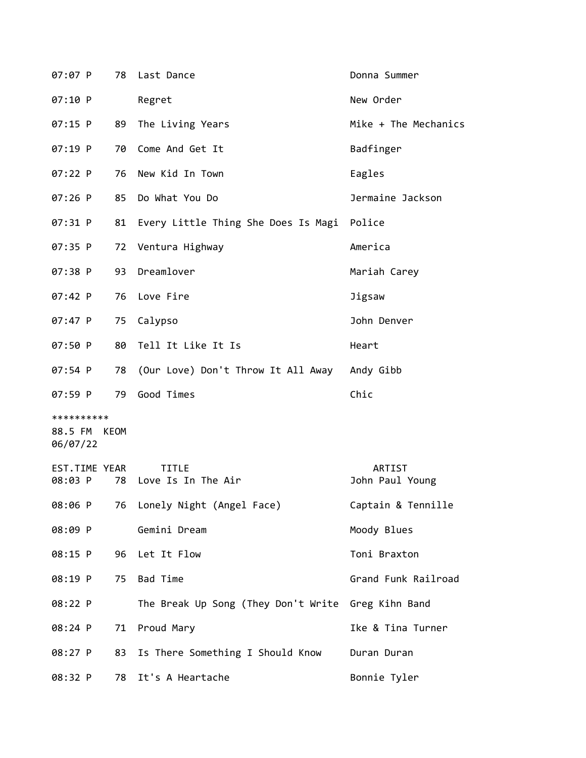| EST.TIME | YEAR | TITLE | ARTIST |
|---|---|---|---|
| 07:07 P | 78 | Last Dance | Donna Summer |
| 07:10 P | | Regret | New Order |
| 07:15 P | 89 | The Living Years | Mike + The Mechanics |
| 07:19 P | 70 | Come And Get It | Badfinger |
| 07:22 P | 76 | New Kid In Town | Eagles |
| 07:26 P | 85 | Do What You Do | Jermaine Jackson |
| 07:31 P | 81 | Every Little Thing She Does Is Magi | Police |
| 07:35 P | 72 | Ventura Highway | America |
| 07:38 P | 93 | Dreamlover | Mariah Carey |
| 07:42 P | 76 | Love Fire | Jigsaw |
| 07:47 P | 75 | Calypso | John Denver |
| 07:50 P | 80 | Tell It Like It Is | Heart |
| 07:54 P | 78 | (Our Love) Don't Throw It All Away | Andy Gibb |
| 07:59 P | 79 | Good Times | Chic |

**********
88.5 FM KEOM
06/07/22

| EST.TIME | YEAR | TITLE | ARTIST |
|---|---|---|---|
| 08:03 P | 78 | Love Is In The Air | John Paul Young |
| 08:06 P | 76 | Lonely Night (Angel Face) | Captain & Tennille |
| 08:09 P | | Gemini Dream | Moody Blues |
| 08:15 P | 96 | Let It Flow | Toni Braxton |
| 08:19 P | 75 | Bad Time | Grand Funk Railroad |
| 08:22 P | | The Break Up Song (They Don't Write | Greg Kihn Band |
| 08:24 P | 71 | Proud Mary | Ike & Tina Turner |
| 08:27 P | 83 | Is There Something I Should Know | Duran Duran |
| 08:32 P | 78 | It's A Heartache | Bonnie Tyler |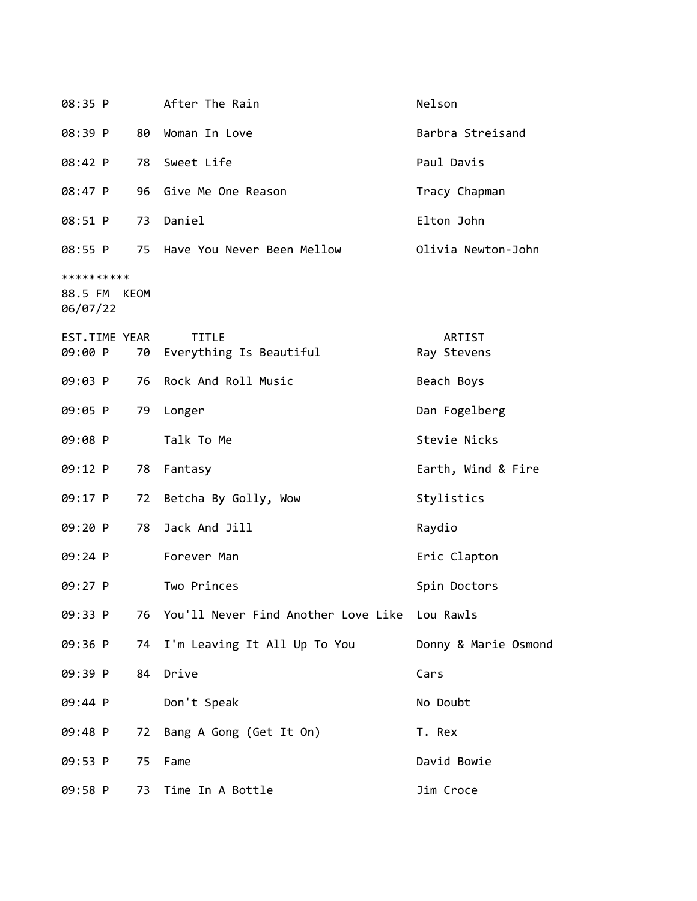| | | | |
|---|---|---|---|
| 08:35 P | | After The Rain | Nelson |
| 08:39 P | 80 | Woman In Love | Barbra Streisand |
| 08:42 P | 78 | Sweet Life | Paul Davis |
| 08:47 P | 96 | Give Me One Reason | Tracy Chapman |
| 08:51 P | 73 | Daniel | Elton John |
| 08:55 P | 75 | Have You Never Been Mellow | Olivia Newton-John |

**********
88.5 FM KEOM
06/07/22

| EST.TIME | YEAR | TITLE | ARTIST |
|---|---|---|---|
| 09:00 P | 70 | Everything Is Beautiful | Ray Stevens |
| 09:03 P | 76 | Rock And Roll Music | Beach Boys |
| 09:05 P | 79 | Longer | Dan Fogelberg |
| 09:08 P | | Talk To Me | Stevie Nicks |
| 09:12 P | 78 | Fantasy | Earth, Wind & Fire |
| 09:17 P | 72 | Betcha By Golly, Wow | Stylistics |
| 09:20 P | 78 | Jack And Jill | Raydio |
| 09:24 P | | Forever Man | Eric Clapton |
| 09:27 P | | Two Princes | Spin Doctors |
| 09:33 P | 76 | You'll Never Find Another Love Like | Lou Rawls |
| 09:36 P | 74 | I'm Leaving It All Up To You | Donny & Marie Osmond |
| 09:39 P | 84 | Drive | Cars |
| 09:44 P | | Don't Speak | No Doubt |
| 09:48 P | 72 | Bang A Gong (Get It On) | T. Rex |
| 09:53 P | 75 | Fame | David Bowie |
| 09:58 P | 73 | Time In A Bottle | Jim Croce |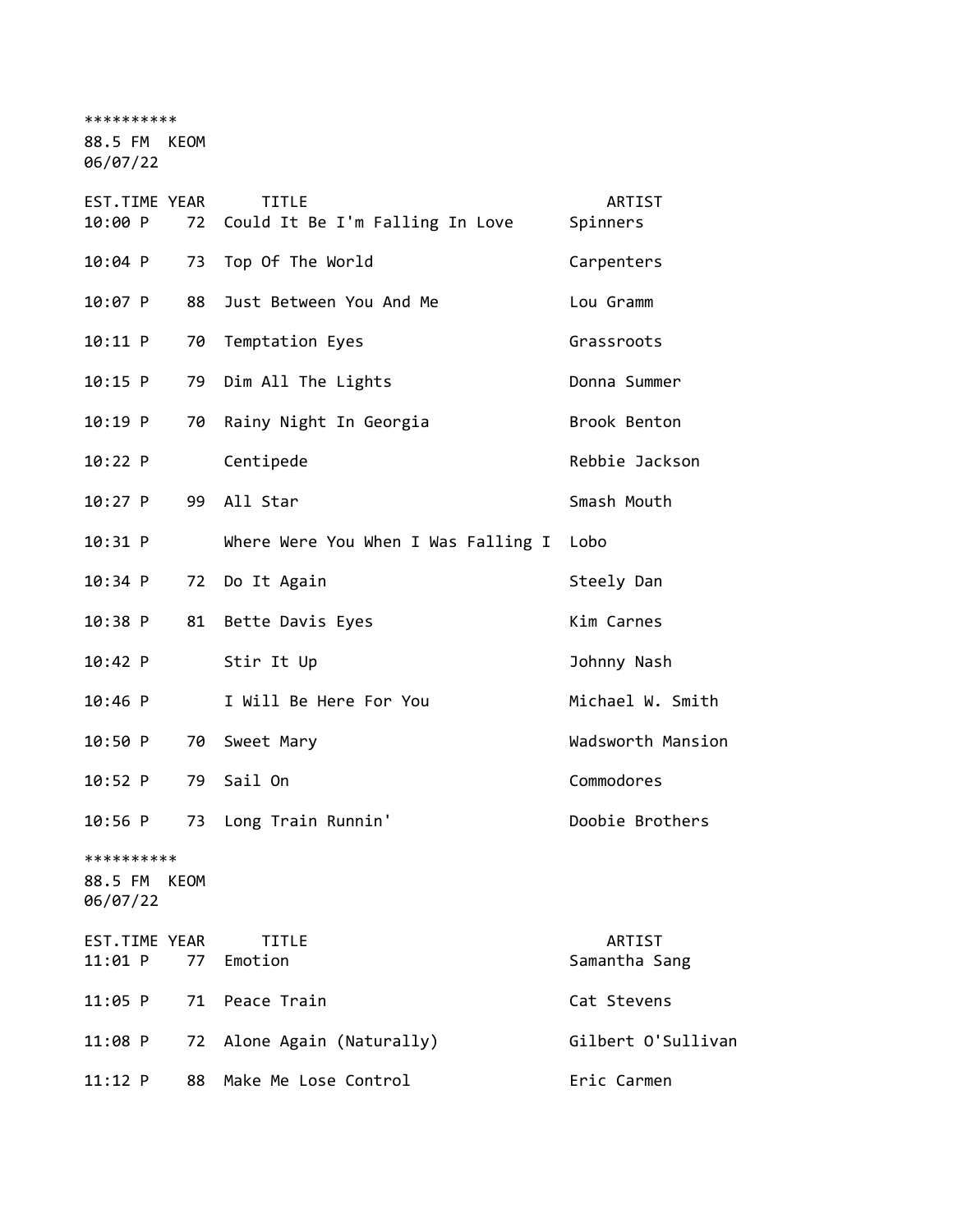**********
88.5 FM KEOM
06/07/22

| EST.TIME | YEAR | TITLE | ARTIST |
|---|---|---|---|
| 10:00 P | 72 | Could It Be I'm Falling In Love | Spinners |
| 10:04 P | 73 | Top Of The World | Carpenters |
| 10:07 P | 88 | Just Between You And Me | Lou Gramm |
| 10:11 P | 70 | Temptation Eyes | Grassroots |
| 10:15 P | 79 | Dim All The Lights | Donna Summer |
| 10:19 P | 70 | Rainy Night In Georgia | Brook Benton |
| 10:22 P | | Centipede | Rebbie Jackson |
| 10:27 P | 99 | All Star | Smash Mouth |
| 10:31 P | | Where Were You When I Was Falling I | Lobo |
| 10:34 P | 72 | Do It Again | Steely Dan |
| 10:38 P | 81 | Bette Davis Eyes | Kim Carnes |
| 10:42 P | | Stir It Up | Johnny Nash |
| 10:46 P | | I Will Be Here For You | Michael W. Smith |
| 10:50 P | 70 | Sweet Mary | Wadsworth Mansion |
| 10:52 P | 79 | Sail On | Commodores |
| 10:56 P | 73 | Long Train Runnin' | Doobie Brothers |

**********
88.5 FM KEOM
06/07/22

| EST.TIME | YEAR | TITLE | ARTIST |
|---|---|---|---|
| 11:01 P | 77 | Emotion | Samantha Sang |
| 11:05 P | 71 | Peace Train | Cat Stevens |
| 11:08 P | 72 | Alone Again (Naturally) | Gilbert O'Sullivan |
| 11:12 P | 88 | Make Me Lose Control | Eric Carmen |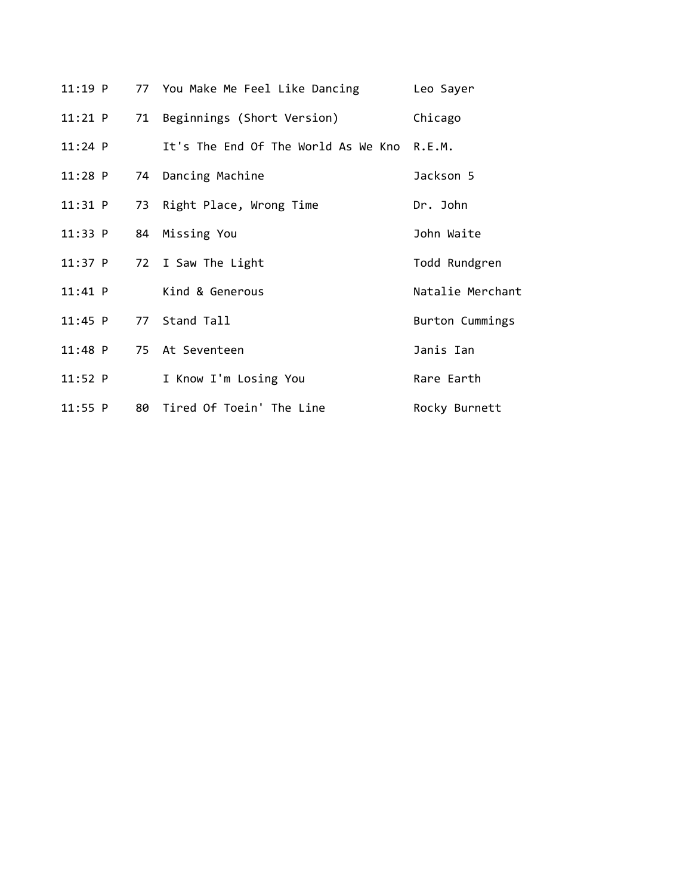| | | | |
|---|---|---|---|
| 11:19 P | 77 | You Make Me Feel Like Dancing | Leo Sayer |
| 11:21 P | 71 | Beginnings (Short Version) | Chicago |
| 11:24 P | | It's The End Of The World As We Kno | R.E.M. |
| 11:28 P | 74 | Dancing Machine | Jackson 5 |
| 11:31 P | 73 | Right Place, Wrong Time | Dr. John |
| 11:33 P | 84 | Missing You | John Waite |
| 11:37 P | 72 | I Saw The Light | Todd Rundgren |
| 11:41 P | | Kind & Generous | Natalie Merchant |
| 11:45 P | 77 | Stand Tall | Burton Cummings |
| 11:48 P | 75 | At Seventeen | Janis Ian |
| 11:52 P | | I Know I'm Losing You | Rare Earth |
| 11:55 P | 80 | Tired Of Toein' The Line | Rocky Burnett |